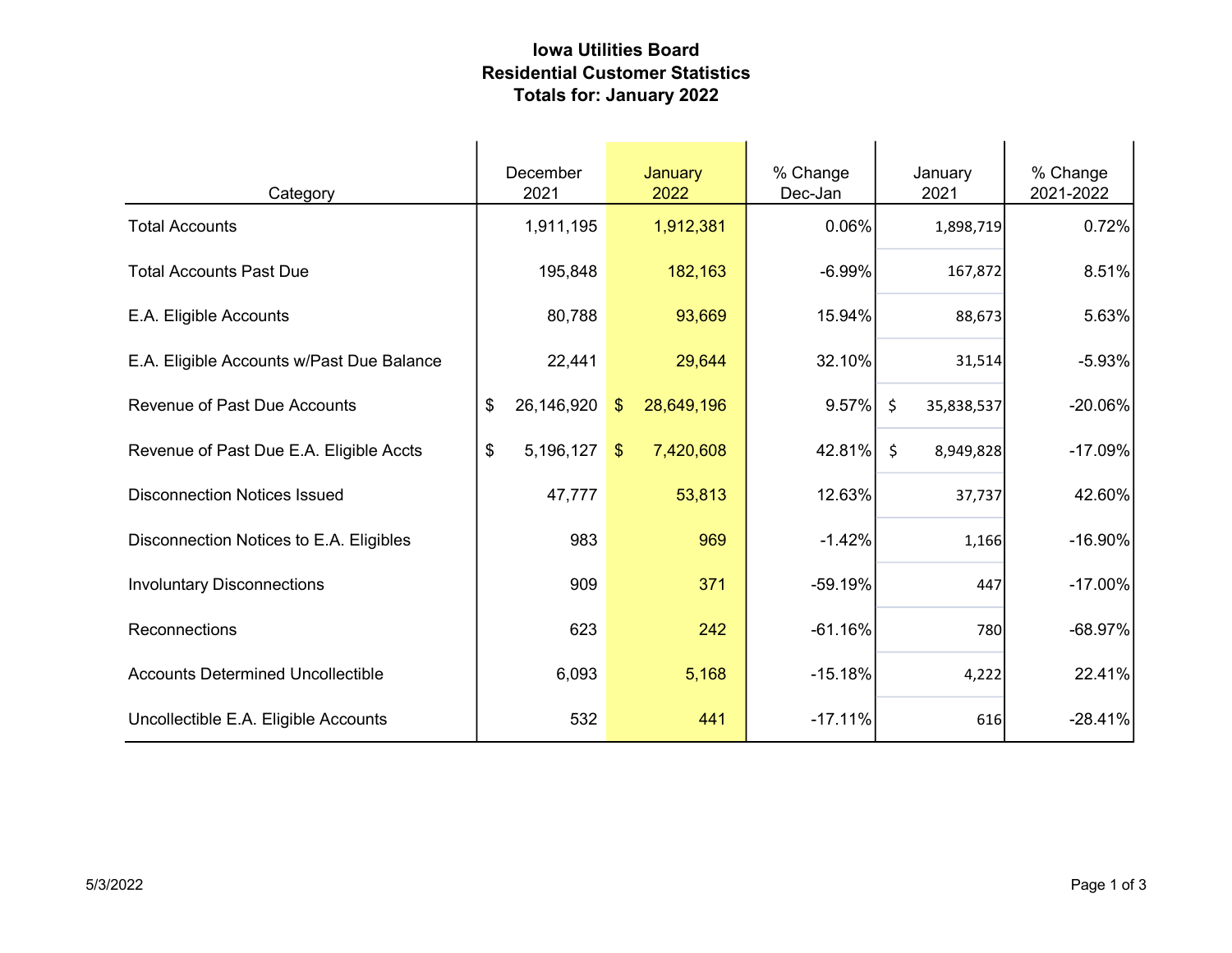# Iowa Utilities Board
## Residential Customer Statistics
### Totals for: January 2022

| Category | December 2021 | January 2022 | % Change Dec-Jan | January 2021 | % Change 2021-2022 |
|---|---|---|---|---|---|
| Total Accounts | 1,911,195 | 1,912,381 | 0.06% | 1,898,719 | 0.72% |
| Total Accounts Past Due | 195,848 | 182,163 | -6.99% | 167,872 | 8.51% |
| E.A. Eligible Accounts | 80,788 | 93,669 | 15.94% | 88,673 | 5.63% |
| E.A. Eligible Accounts w/Past Due Balance | 22,441 | 29,644 | 32.10% | 31,514 | -5.93% |
| Revenue of Past Due Accounts | $ 26,146,920 | $ 28,649,196 | 9.57% | $ 35,838,537 | -20.06% |
| Revenue of Past Due E.A. Eligible Accts | $ 5,196,127 | $ 7,420,608 | 42.81% | $ 8,949,828 | -17.09% |
| Disconnection Notices Issued | 47,777 | 53,813 | 12.63% | 37,737 | 42.60% |
| Disconnection Notices to E.A. Eligibles | 983 | 969 | -1.42% | 1,166 | -16.90% |
| Involuntary Disconnections | 909 | 371 | -59.19% | 447 | -17.00% |
| Reconnections | 623 | 242 | -61.16% | 780 | -68.97% |
| Accounts Determined Uncollectible | 6,093 | 5,168 | -15.18% | 4,222 | 22.41% |
| Uncollectible E.A. Eligible Accounts | 532 | 441 | -17.11% | 616 | -28.41% |

5/3/2022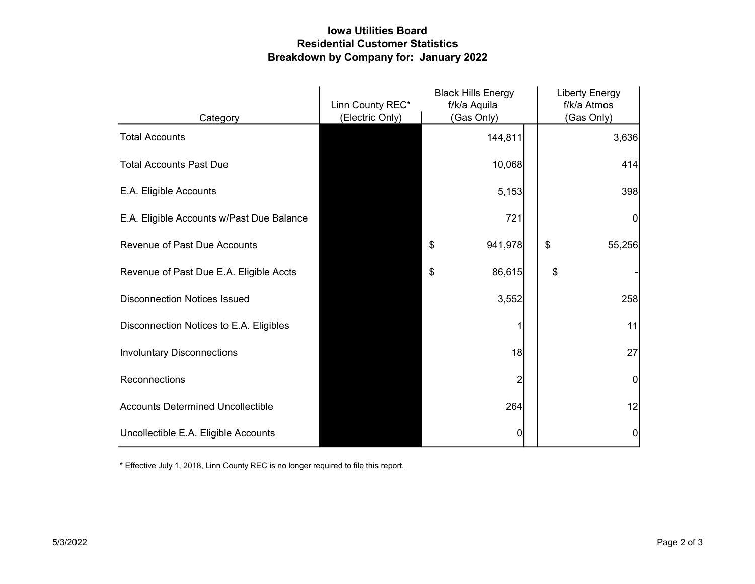# Iowa Utilities Board
## Residential Customer Statistics
## Breakdown by Company for: January 2022

| Category | Linn County REC* (Electric Only) | Black Hills Energy f/k/a Aquila (Gas Only) | Liberty Energy f/k/a Atmos (Gas Only) |
|---|---|---|---|
| Total Accounts | | 144,811 | 3,636 |
| Total Accounts Past Due | | 10,068 | 414 |
| E.A. Eligible Accounts | | 5,153 | 398 |
| E.A. Eligible Accounts w/Past Due Balance | | 721 | 0 |
| Revenue of Past Due Accounts | | $ 941,978 | $ 55,256 |
| Revenue of Past Due E.A. Eligible Accts | | $ 86,615 | $ - |
| Disconnection Notices Issued | | 3,552 | 258 |
| Disconnection Notices to E.A. Eligibles | | 1 | 11 |
| Involuntary Disconnections | | 18 | 27 |
| Reconnections | | 2 | 0 |
| Accounts Determined Uncollectible | | 264 | 12 |
| Uncollectible E.A. Eligible Accounts | | 0 | 0 |

* Effective July 1, 2018, Linn County REC is no longer required to file this report.

5/3/2022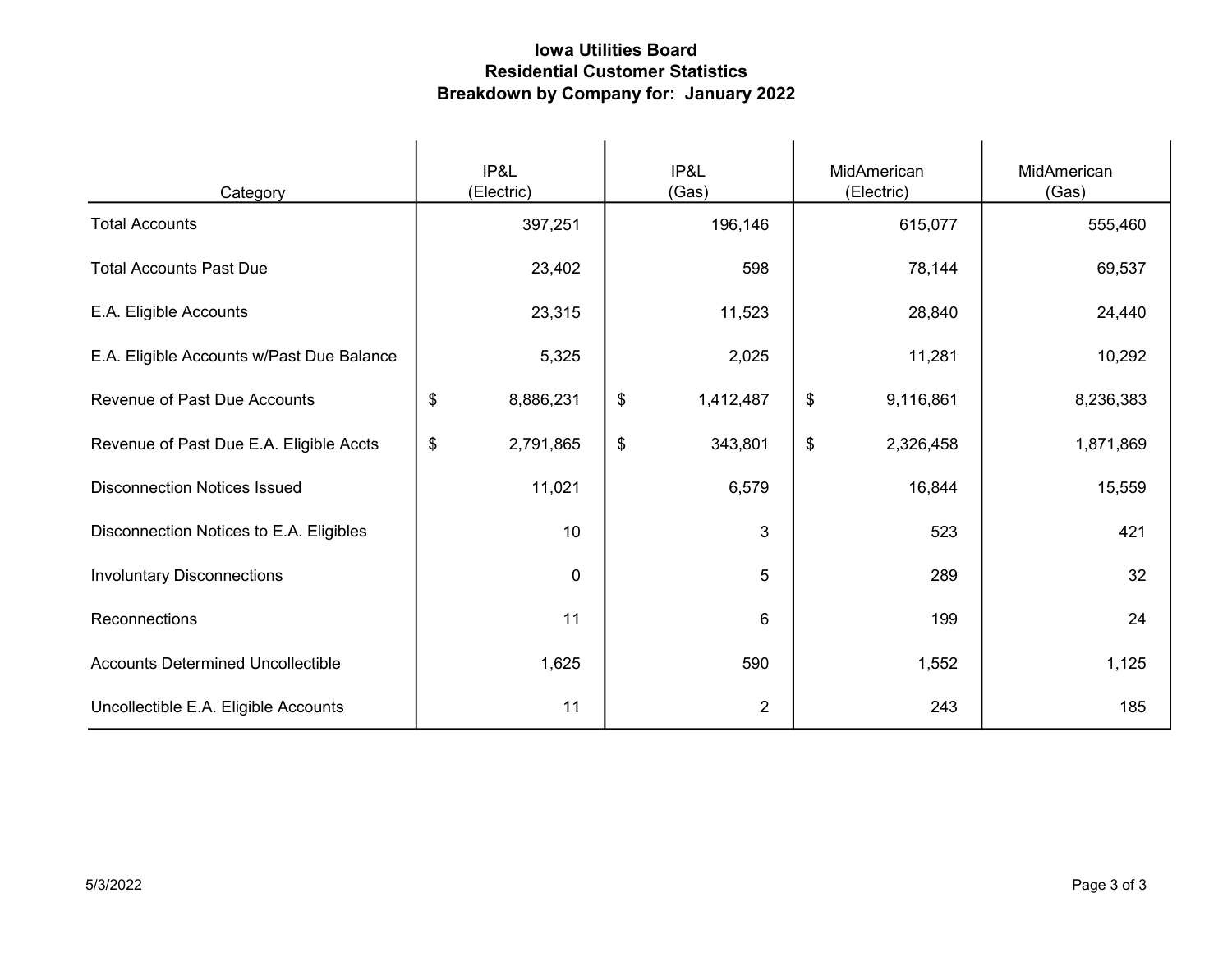**Iowa Utilities Board**
**Residential Customer Statistics**
**Breakdown by Company for: January 2022**

| Category | IP&L (Electric) | IP&L (Gas) | MidAmerican (Electric) | MidAmerican (Gas) |
|---|---|---|---|---|
| Total Accounts | 397,251 | 196,146 | 615,077 | 555,460 |
| Total Accounts Past Due | 23,402 | 598 | 78,144 | 69,537 |
| E.A. Eligible Accounts | 23,315 | 11,523 | 28,840 | 24,440 |
| E.A. Eligible Accounts w/Past Due Balance | 5,325 | 2,025 | 11,281 | 10,292 |
| Revenue of Past Due Accounts | $ 8,886,231 | $ 1,412,487 | $ 9,116,861 | 8,236,383 |
| Revenue of Past Due E.A. Eligible Accts | $ 2,791,865 | $ 343,801 | $ 2,326,458 | 1,871,869 |
| Disconnection Notices Issued | 11,021 | 6,579 | 16,844 | 15,559 |
| Disconnection Notices to E.A. Eligibles | 10 | 3 | 523 | 421 |
| Involuntary Disconnections | 0 | 5 | 289 | 32 |
| Reconnections | 11 | 6 | 199 | 24 |
| Accounts Determined Uncollectible | 1,625 | 590 | 1,552 | 1,125 |
| Uncollectible E.A. Eligible Accounts | 11 | 2 | 243 | 185 |

5/3/2022